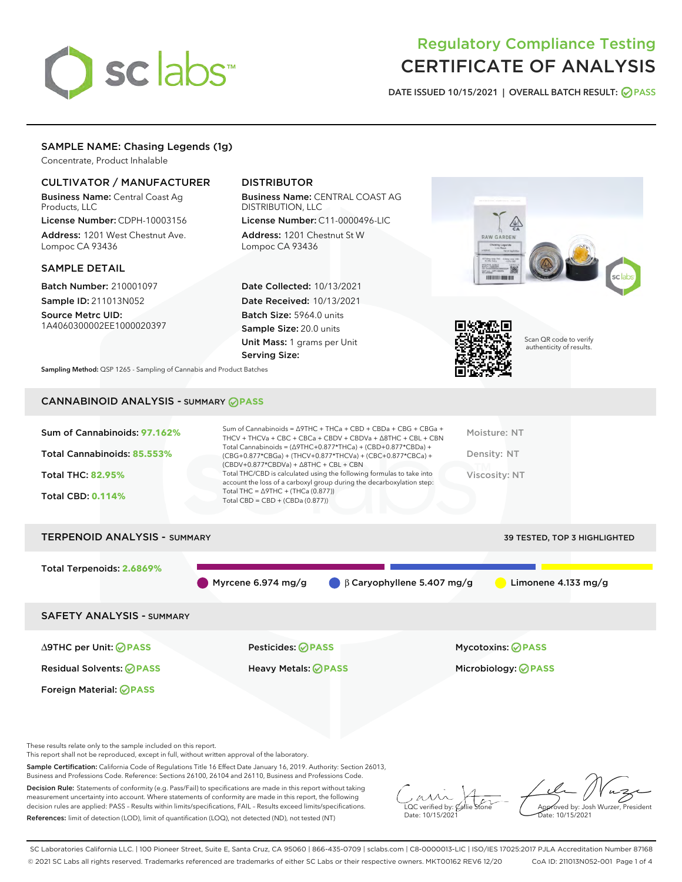# Regulatory Compliance Testing
# CERTIFICATE OF ANALYSIS

DATE ISSUED 10/15/2021 | OVERALL BATCH RESULT: PASS

## SAMPLE NAME: Chasing Legends (1g)

Concentrate, Product Inhalable

### CULTIVATOR / MANUFACTURER

**Business Name:** Central Coast Ag Products, LLC

**License Number:** CDPH-10003156

**Address:** 1201 West Chestnut Ave. Lompoc CA 93436

### DISTRIBUTOR

**Business Name:** CENTRAL COAST AG DISTRIBUTION, LLC

**License Number:** C11-0000496-LIC

**Address:** 1201 Chestnut St W Lompoc CA 93436

### SAMPLE DETAIL

**Batch Number:** 210001097

**Sample ID:** 211013N052

**Source Metrc UID:** 1A4060300002EE1000020397

**Date Collected:** 10/13/2021

**Date Received:** 10/13/2021

**Batch Size:** 5964.0 units

**Sample Size:** 20.0 units

**Unit Mass:** 1 grams per Unit

**Serving Size:**

Scan QR code to verify authenticity of results.

**Sampling Method:** QSP 1265 - Sampling of Cannabis and Product Batches

## CANNABINOID ANALYSIS - SUMMARY PASS

**Sum of Cannabinoids:** 97.162%

**Total Cannabinoids:** 85.553%

**Total THC:** 82.95%

**Total CBD:** 0.114%

Sum of Cannabinoids = Δ9THC + THCa + CBD + CBDa + CBG + CBGa + THCV + THCVa + CBC + CBCa + CBDV + CBDVa + Δ8THC + CBL + CBN

Total Cannabinoids = (Δ9THC+0.877*THCa) + (CBD+0.877*CBDa) + (CBG+0.877*CBGa) + (THCV+0.877*THCVa) + (CBC+0.877*CBCa) + (CBDV+0.877*CBDVa) + Δ8THC + CBL + CBN

Total THC/CBD is calculated using the following formulas to take into account the loss of a carboxyl group during the decarboxylation step:

Total THC = Δ9THC + (THCa (0.877))

Total CBD = CBD + (CBDa (0.877))

Moisture: NT

Density: NT

Viscosity: NT

## TERPENOID ANALYSIS - SUMMARY

39 TESTED, TOP 3 HIGHLIGHTED

**Total Terpenoids:** 2.6869%

Myrcene 6.974 mg/g | β Caryophyllene 5.407 mg/g | Limonene 4.133 mg/g

## SAFETY ANALYSIS - SUMMARY

Δ9THC per Unit: PASS

Pesticides: PASS

Mycotoxins: PASS

Residual Solvents: PASS

Heavy Metals: PASS

Microbiology: PASS

Foreign Material: PASS

These results relate only to the sample included on this report.
This report shall not be reproduced, except in full, without written approval of the laboratory.

**Sample Certification:** California Code of Regulations Title 16 Effect Date January 16, 2019. Authority: Section 26013, Business and Professions Code. Reference: Sections 26100, 26104 and 26110, Business and Professions Code.

**Decision Rule:** Statements of conformity (e.g. Pass/Fail) to specifications are made in this report without taking measurement uncertainty into account. Where statements of conformity are made in this report, the following decision rules are applied: PASS – Results within limits/specifications, FAIL – Results exceed limits/specifications.

**References:** limit of detection (LOD), limit of quantification (LOQ), not detected (ND), not tested (NT)

LQC verified by: Callie Stone
Date: 10/15/2021

Approved by: Josh Wurzer, President
Date: 10/15/2021

SC Laboratories California LLC. | 100 Pioneer Street, Suite E, Santa Cruz, CA 95060 | 866-435-0709 | sclabs.com | C8-0000013-LIC | ISO/IES 17025:2017 PJLA Accreditation Number 87168
© 2021 SC Labs all rights reserved. Trademarks referenced are trademarks of either SC Labs or their respective owners. MKT00162 REV6 12/20 CoA ID: 211013N052-001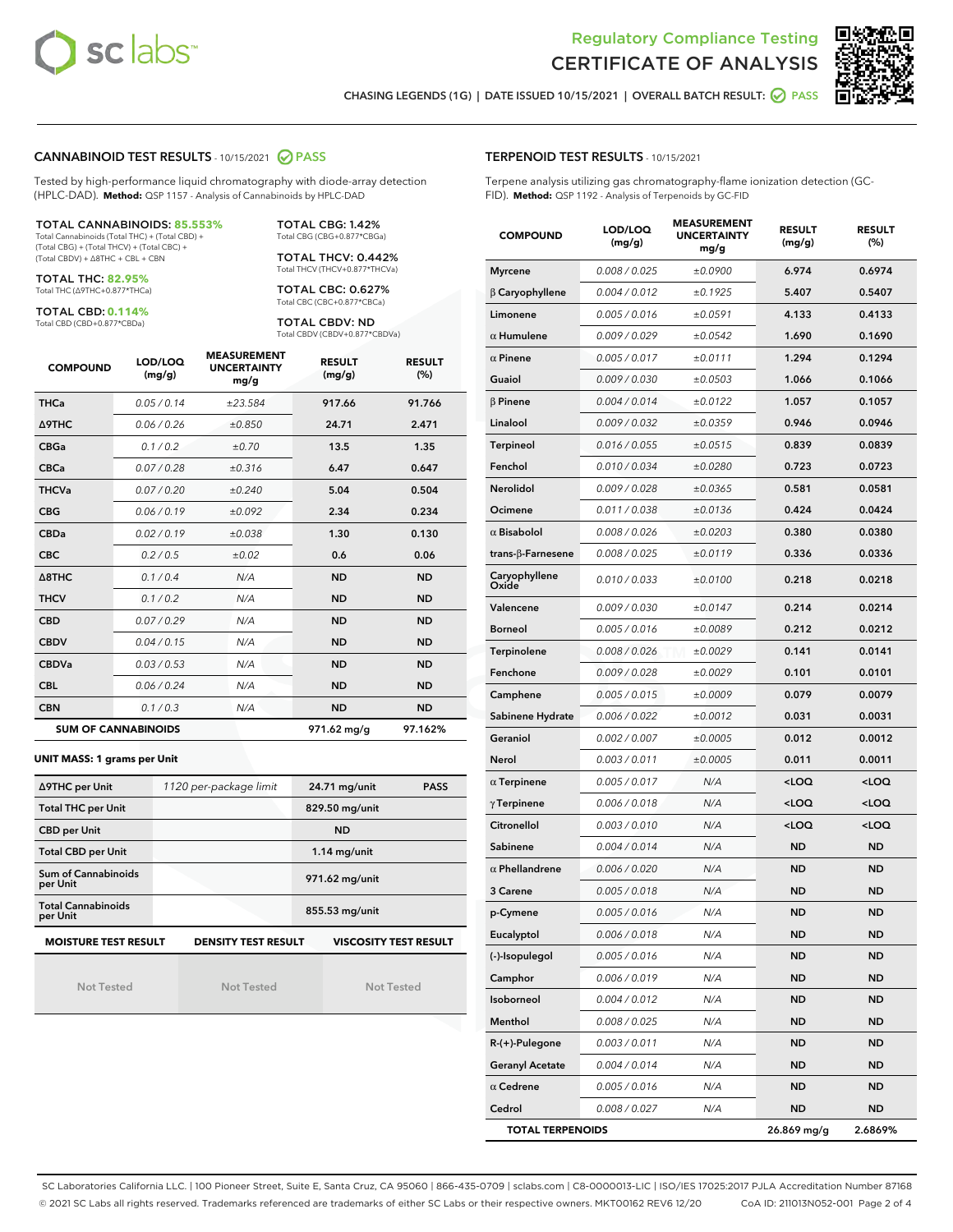Regulatory Compliance Testing

# CERTIFICATE OF ANALYSIS

CHASING LEGENDS (1G) | DATE ISSUED 10/15/2021 | OVERALL BATCH RESULT: PASS

## CANNABINOID TEST RESULTS - 10/15/2021 PASS

Tested by high-performance liquid chromatography with diode-array detection (HPLC-DAD). **Method:** QSP 1157 - Analysis of Cannabinoids by HPLC-DAD

**TOTAL CANNABINOIDS: 85.553%**
Total Cannabinoids (Total THC) + (Total CBD) + (Total CBG) + (Total THCV) + (Total CBC) + (Total CBDV) + Δ8THC + CBL + CBN

**TOTAL THC: 82.95%**
Total THC (Δ9THC+0.877*THCa)

**TOTAL CBD: 0.114%**
Total CBD (CBD+0.877*CBDa)

**TOTAL CBG: 1.42%**
Total CBG (CBG+0.877*CBGa)

**TOTAL THCV: 0.442%**
Total THCV (THCV+0.877*THCVa)

**TOTAL CBC: 0.627%**
Total CBC (CBC+0.877*CBCa)

**TOTAL CBDV: ND**
Total CBDV (CBDV+0.877*CBDVa)

| COMPOUND | LOD/LOQ (mg/g) | MEASUREMENT UNCERTAINTY mg/g | RESULT (mg/g) | RESULT (%) |
|---|---|---|---|---|
| THCa | 0.05 / 0.14 | ±23.584 | 917.66 | 91.766 |
| Δ9THC | 0.06 / 0.26 | ±0.850 | 24.71 | 2.471 |
| CBGa | 0.1 / 0.2 | ±0.70 | 13.5 | 1.35 |
| CBCa | 0.07 / 0.28 | ±0.316 | 6.47 | 0.647 |
| THCVa | 0.07 / 0.20 | ±0.240 | 5.04 | 0.504 |
| CBG | 0.06 / 0.19 | ±0.092 | 2.34 | 0.234 |
| CBDa | 0.02 / 0.19 | ±0.038 | 1.30 | 0.130 |
| CBC | 0.2 / 0.5 | ±0.02 | 0.6 | 0.06 |
| Δ8THC | 0.1 / 0.4 | N/A | ND | ND |
| THCV | 0.1 / 0.2 | N/A | ND | ND |
| CBD | 0.07 / 0.29 | N/A | ND | ND |
| CBDV | 0.04 / 0.15 | N/A | ND | ND |
| CBDVa | 0.03 / 0.53 | N/A | ND | ND |
| CBL | 0.06 / 0.24 | N/A | ND | ND |
| CBN | 0.1 / 0.3 | N/A | ND | ND |
| **SUM OF CANNABINOIDS** | | | **971.62 mg/g** | **97.162%** |

**UNIT MASS: 1 grams per Unit**

| | | | |
|---|---|---|---|
| Δ9THC per Unit | 1120 per-package limit | 24.71 mg/unit | PASS |
| Total THC per Unit | | 829.50 mg/unit | |
| CBD per Unit | | ND | |
| Total CBD per Unit | | 1.14 mg/unit | |
| Sum of Cannabinoids per Unit | | 971.62 mg/unit | |
| Total Cannabinoids per Unit | | 855.53 mg/unit | |

| MOISTURE TEST RESULT | DENSITY TEST RESULT | VISCOSITY TEST RESULT |
|---|---|---|
| Not Tested | Not Tested | Not Tested |

## TERPENOID TEST RESULTS - 10/15/2021

Terpene analysis utilizing gas chromatography-flame ionization detection (GC-FID). **Method:** QSP 1192 - Analysis of Terpenoids by GC-FID

| COMPOUND | LOD/LOQ (mg/g) | MEASUREMENT UNCERTAINTY mg/g | RESULT (mg/g) | RESULT (%) |
|---|---|---|---|---|
| Myrcene | 0.008 / 0.025 | ±0.0900 | 6.974 | 0.6974 |
| β Caryophyllene | 0.004 / 0.012 | ±0.1925 | 5.407 | 0.5407 |
| Limonene | 0.005 / 0.016 | ±0.0591 | 4.133 | 0.4133 |
| α Humulene | 0.009 / 0.029 | ±0.0542 | 1.690 | 0.1690 |
| α Pinene | 0.005 / 0.017 | ±0.0111 | 1.294 | 0.1294 |
| Guaiol | 0.009 / 0.030 | ±0.0503 | 1.066 | 0.1066 |
| β Pinene | 0.004 / 0.014 | ±0.0122 | 1.057 | 0.1057 |
| Linalool | 0.009 / 0.032 | ±0.0359 | 0.946 | 0.0946 |
| Terpineol | 0.016 / 0.055 | ±0.0515 | 0.839 | 0.0839 |
| Fenchol | 0.010 / 0.034 | ±0.0280 | 0.723 | 0.0723 |
| Nerolidol | 0.009 / 0.028 | ±0.0365 | 0.581 | 0.0581 |
| Ocimene | 0.011 / 0.038 | ±0.0136 | 0.424 | 0.0424 |
| α Bisabolol | 0.008 / 0.026 | ±0.0203 | 0.380 | 0.0380 |
| trans-β-Farnesene | 0.008 / 0.025 | ±0.0119 | 0.336 | 0.0336 |
| Caryophyllene Oxide | 0.010 / 0.033 | ±0.0100 | 0.218 | 0.0218 |
| Valencene | 0.009 / 0.030 | ±0.0147 | 0.214 | 0.0214 |
| Borneol | 0.005 / 0.016 | ±0.0089 | 0.212 | 0.0212 |
| Terpinolene | 0.008 / 0.026 | ±0.0029 | 0.141 | 0.0141 |
| Fenchone | 0.009 / 0.028 | ±0.0029 | 0.101 | 0.0101 |
| Camphene | 0.005 / 0.015 | ±0.0009 | 0.079 | 0.0079 |
| Sabinene Hydrate | 0.006 / 0.022 | ±0.0012 | 0.031 | 0.0031 |
| Geraniol | 0.002 / 0.007 | ±0.0005 | 0.012 | 0.0012 |
| Nerol | 0.003 / 0.011 | ±0.0005 | 0.011 | 0.0011 |
| α Terpinene | 0.005 / 0.017 | N/A | <LOQ | <LOQ |
| γ Terpinene | 0.006 / 0.018 | N/A | <LOQ | <LOQ |
| Citronellol | 0.003 / 0.010 | N/A | <LOQ | <LOQ |
| Sabinene | 0.004 / 0.014 | N/A | ND | ND |
| α Phellandrene | 0.006 / 0.020 | N/A | ND | ND |
| 3 Carene | 0.005 / 0.018 | N/A | ND | ND |
| p-Cymene | 0.005 / 0.016 | N/A | ND | ND |
| Eucalyptol | 0.006 / 0.018 | N/A | ND | ND |
| (-)-Isopulegol | 0.005 / 0.016 | N/A | ND | ND |
| Camphor | 0.006 / 0.019 | N/A | ND | ND |
| Isoborneol | 0.004 / 0.012 | N/A | ND | ND |
| Menthol | 0.008 / 0.025 | N/A | ND | ND |
| R-(+)-Pulegone | 0.003 / 0.011 | N/A | ND | ND |
| Geranyl Acetate | 0.004 / 0.014 | N/A | ND | ND |
| α Cedrene | 0.005 / 0.016 | N/A | ND | ND |
| Cedrol | 0.008 / 0.027 | N/A | ND | ND |
| **TOTAL TERPENOIDS** | | | **26.869 mg/g** | **2.6869%** |

SC Laboratories California LLC. | 100 Pioneer Street, Suite E, Santa Cruz, CA 95060 | 866-435-0709 | sclabs.com | C8-0000013-LIC | ISO/IES 17025:2017 PJLA Accreditation Number 87168
© 2021 SC Labs all rights reserved. Trademarks referenced are trademarks of either SC Labs or their respective owners. MKT00162 REV6 12/20 CoA ID: 211013N052-001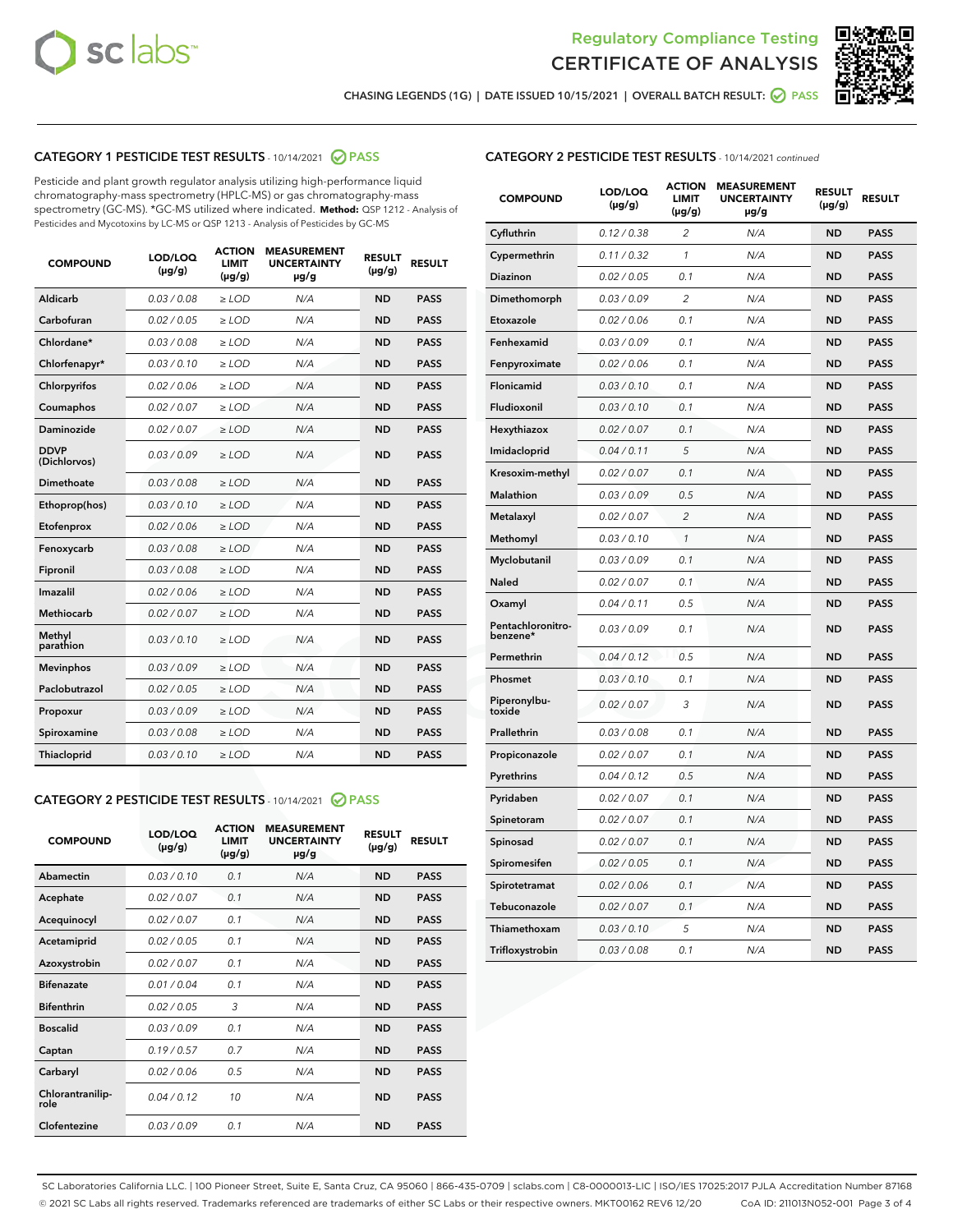# Regulatory Compliance Testing
# CERTIFICATE OF ANALYSIS

CHASING LEGENDS (1G) | DATE ISSUED 10/15/2021 | OVERALL BATCH RESULT: PASS

## CATEGORY 1 PESTICIDE TEST RESULTS - 10/14/2021 PASS

Pesticide and plant growth regulator analysis utilizing high-performance liquid chromatography-mass spectrometry (HPLC-MS) or gas chromatography-mass spectrometry (GC-MS). *GC-MS utilized where indicated. **Method:** QSP 1212 - Analysis of Pesticides and Mycotoxins by LC-MS or QSP 1213 - Analysis of Pesticides by GC-MS

| COMPOUND | LOD/LOQ (μg/g) | ACTION LIMIT (μg/g) | MEASUREMENT UNCERTAINTY μg/g | RESULT (μg/g) | RESULT |
|---|---|---|---|---|---|
| Aldicarb | 0.03 / 0.08 | ≥ LOD | N/A | ND | PASS |
| Carbofuran | 0.02 / 0.05 | ≥ LOD | N/A | ND | PASS |
| Chlordane* | 0.03 / 0.08 | ≥ LOD | N/A | ND | PASS |
| Chlorfenapyr* | 0.03 / 0.10 | ≥ LOD | N/A | ND | PASS |
| Chlorpyrifos | 0.02 / 0.06 | ≥ LOD | N/A | ND | PASS |
| Coumaphos | 0.02 / 0.07 | ≥ LOD | N/A | ND | PASS |
| Daminozide | 0.02 / 0.07 | ≥ LOD | N/A | ND | PASS |
| DDVP (Dichlorvos) | 0.03 / 0.09 | ≥ LOD | N/A | ND | PASS |
| Dimethoate | 0.03 / 0.08 | ≥ LOD | N/A | ND | PASS |
| Ethoprop(hos) | 0.03 / 0.10 | ≥ LOD | N/A | ND | PASS |
| Etofenprox | 0.02 / 0.06 | ≥ LOD | N/A | ND | PASS |
| Fenoxycarb | 0.03 / 0.08 | ≥ LOD | N/A | ND | PASS |
| Fipronil | 0.03 / 0.08 | ≥ LOD | N/A | ND | PASS |
| Imazalil | 0.02 / 0.06 | ≥ LOD | N/A | ND | PASS |
| Methiocarb | 0.02 / 0.07 | ≥ LOD | N/A | ND | PASS |
| Methyl parathion | 0.03 / 0.10 | ≥ LOD | N/A | ND | PASS |
| Mevinphos | 0.03 / 0.09 | ≥ LOD | N/A | ND | PASS |
| Paclobutrazol | 0.02 / 0.05 | ≥ LOD | N/A | ND | PASS |
| Propoxur | 0.03 / 0.09 | ≥ LOD | N/A | ND | PASS |
| Spiroxamine | 0.03 / 0.08 | ≥ LOD | N/A | ND | PASS |
| Thiacloprid | 0.03 / 0.10 | ≥ LOD | N/A | ND | PASS |

## CATEGORY 2 PESTICIDE TEST RESULTS - 10/14/2021 PASS

| COMPOUND | LOD/LOQ (μg/g) | ACTION LIMIT (μg/g) | MEASUREMENT UNCERTAINTY μg/g | RESULT (μg/g) | RESULT |
|---|---|---|---|---|---|
| Abamectin | 0.03 / 0.10 | 0.1 | N/A | ND | PASS |
| Acephate | 0.02 / 0.07 | 0.1 | N/A | ND | PASS |
| Acequinocyl | 0.02 / 0.07 | 0.1 | N/A | ND | PASS |
| Acetamiprid | 0.02 / 0.05 | 0.1 | N/A | ND | PASS |
| Azoxystrobin | 0.02 / 0.07 | 0.1 | N/A | ND | PASS |
| Bifenazate | 0.01 / 0.04 | 0.1 | N/A | ND | PASS |
| Bifenthrin | 0.02 / 0.05 | 3 | N/A | ND | PASS |
| Boscalid | 0.03 / 0.09 | 0.1 | N/A | ND | PASS |
| Captan | 0.19 / 0.57 | 0.7 | N/A | ND | PASS |
| Carbaryl | 0.02 / 0.06 | 0.5 | N/A | ND | PASS |
| Chlorantraniliprole | 0.04 / 0.12 | 10 | N/A | ND | PASS |
| Clofentezine | 0.03 / 0.09 | 0.1 | N/A | ND | PASS |
| Cyfluthrin | 0.12 / 0.38 | 2 | N/A | ND | PASS |
| Cypermethrin | 0.11 / 0.32 | 1 | N/A | ND | PASS |
| Diazinon | 0.02 / 0.05 | 0.1 | N/A | ND | PASS |
| Dimethomorph | 0.03 / 0.09 | 2 | N/A | ND | PASS |
| Etoxazole | 0.02 / 0.06 | 0.1 | N/A | ND | PASS |
| Fenhexamid | 0.03 / 0.09 | 0.1 | N/A | ND | PASS |
| Fenpyroximate | 0.02 / 0.06 | 0.1 | N/A | ND | PASS |
| Flonicamid | 0.03 / 0.10 | 0.1 | N/A | ND | PASS |
| Fludioxonil | 0.03 / 0.10 | 0.1 | N/A | ND | PASS |
| Hexythiazox | 0.02 / 0.07 | 0.1 | N/A | ND | PASS |
| Imidacloprid | 0.04 / 0.11 | 5 | N/A | ND | PASS |
| Kresoxim-methyl | 0.02 / 0.07 | 0.1 | N/A | ND | PASS |
| Malathion | 0.03 / 0.09 | 0.5 | N/A | ND | PASS |
| Metalaxyl | 0.02 / 0.07 | 2 | N/A | ND | PASS |
| Methomyl | 0.03 / 0.10 | 1 | N/A | ND | PASS |
| Myclobutanil | 0.03 / 0.09 | 0.1 | N/A | ND | PASS |
| Naled | 0.02 / 0.07 | 0.1 | N/A | ND | PASS |
| Oxamyl | 0.04 / 0.11 | 0.5 | N/A | ND | PASS |
| Pentachloronitrobenzene* | 0.03 / 0.09 | 0.1 | N/A | ND | PASS |
| Permethrin | 0.04 / 0.12 | 0.5 | N/A | ND | PASS |
| Phosmet | 0.03 / 0.10 | 0.1 | N/A | ND | PASS |
| Piperonylbutoxide | 0.02 / 0.07 | 3 | N/A | ND | PASS |
| Prallethrin | 0.03 / 0.08 | 0.1 | N/A | ND | PASS |
| Propiconazole | 0.02 / 0.07 | 0.1 | N/A | ND | PASS |
| Pyrethrins | 0.04 / 0.12 | 0.5 | N/A | ND | PASS |
| Pyridaben | 0.02 / 0.07 | 0.1 | N/A | ND | PASS |
| Spinetoram | 0.02 / 0.07 | 0.1 | N/A | ND | PASS |
| Spinosad | 0.02 / 0.07 | 0.1 | N/A | ND | PASS |
| Spiromesifen | 0.02 / 0.05 | 0.1 | N/A | ND | PASS |
| Spirotetramat | 0.02 / 0.06 | 0.1 | N/A | ND | PASS |
| Tebuconazole | 0.02 / 0.07 | 0.1 | N/A | ND | PASS |
| Thiamethoxam | 0.03 / 0.10 | 5 | N/A | ND | PASS |
| Trifloxystrobin | 0.03 / 0.08 | 0.1 | N/A | ND | PASS |

SC Laboratories California LLC. | 100 Pioneer Street, Suite E, Santa Cruz, CA 95060 | 866-435-0709 | sclabs.com | C8-0000013-LIC | ISO/IES 17025:2017 PJLA Accreditation Number 87168
© 2021 SC Labs all rights reserved. Trademarks referenced are trademarks of either SC Labs or their respective owners. MKT00162 REV6 12/20 CoA ID: 211013N052-001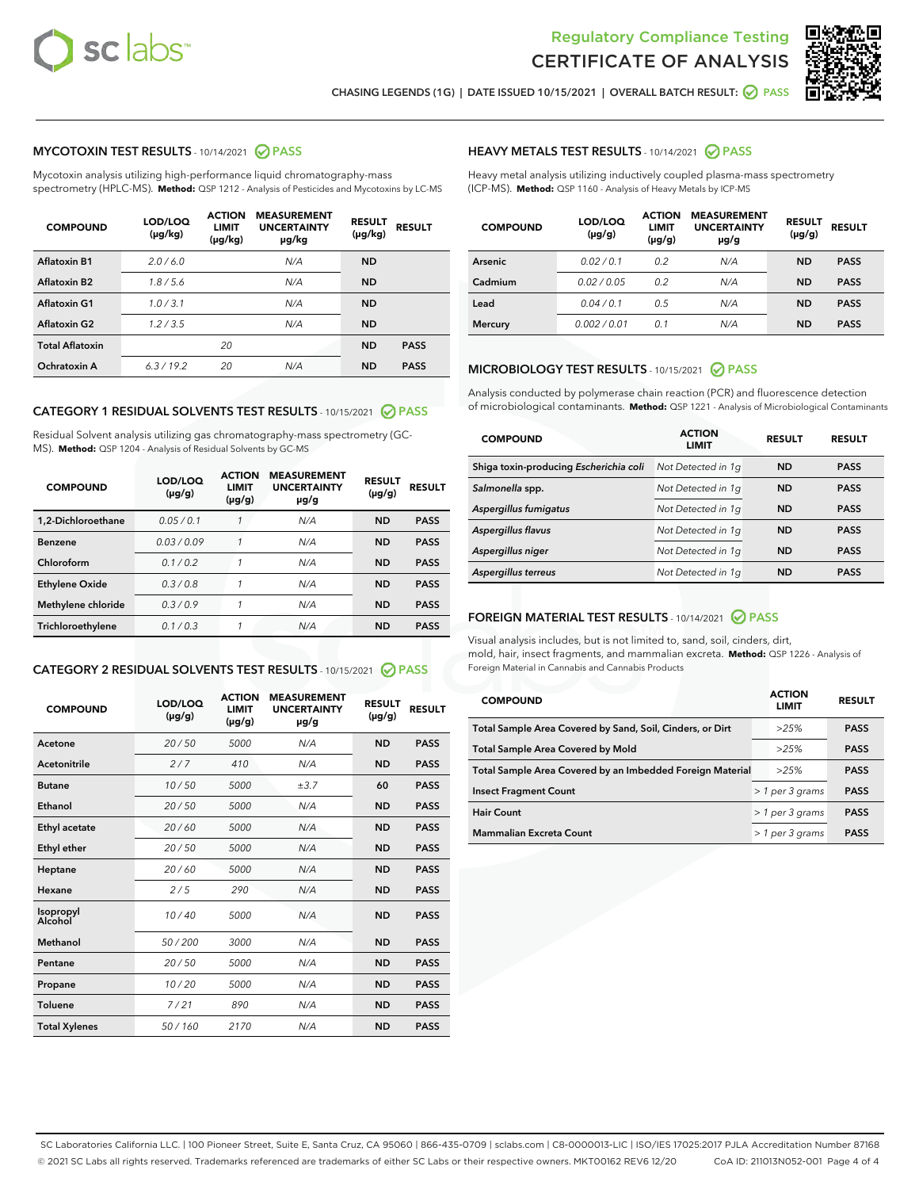Regulatory Compliance Testing
# CERTIFICATE OF ANALYSIS

CHASING LEGENDS (1G) | DATE ISSUED 10/15/2021 | OVERALL BATCH RESULT: PASS

## MYCOTOXIN TEST RESULTS - 10/14/2021 PASS

Mycotoxin analysis utilizing high-performance liquid chromatography-mass spectrometry (HPLC-MS). **Method:** QSP 1212 - Analysis of Pesticides and Mycotoxins by LC-MS

| COMPOUND | LOD/LOQ (µg/kg) | ACTION LIMIT (µg/kg) | MEASUREMENT UNCERTAINTY µg/kg | RESULT (µg/kg) | RESULT |
|---|---|---|---|---|---|
| Aflatoxin B1 | 2.0 / 6.0 | | N/A | ND | |
| Aflatoxin B2 | 1.8 / 5.6 | | N/A | ND | |
| Aflatoxin G1 | 1.0 / 3.1 | | N/A | ND | |
| Aflatoxin G2 | 1.2 / 3.5 | | N/A | ND | |
| Total Aflatoxin | | 20 | | ND | PASS |
| Ochratoxin A | 6.3 / 19.2 | 20 | N/A | ND | PASS |

## CATEGORY 1 RESIDUAL SOLVENTS TEST RESULTS - 10/15/2021 PASS

Residual Solvent analysis utilizing gas chromatography-mass spectrometry (GC-MS). **Method:** QSP 1204 - Analysis of Residual Solvents by GC-MS

| COMPOUND | LOD/LOQ (µg/g) | ACTION LIMIT (µg/g) | MEASUREMENT UNCERTAINTY µg/g | RESULT (µg/g) | RESULT |
|---|---|---|---|---|---|
| 1,2-Dichloroethane | 0.05 / 0.1 | 1 | N/A | ND | PASS |
| Benzene | 0.03 / 0.09 | 1 | N/A | ND | PASS |
| Chloroform | 0.1 / 0.2 | 1 | N/A | ND | PASS |
| Ethylene Oxide | 0.3 / 0.8 | 1 | N/A | ND | PASS |
| Methylene chloride | 0.3 / 0.9 | 1 | N/A | ND | PASS |
| Trichloroethylene | 0.1 / 0.3 | 1 | N/A | ND | PASS |

## CATEGORY 2 RESIDUAL SOLVENTS TEST RESULTS - 10/15/2021 PASS

| COMPOUND | LOD/LOQ (µg/g) | ACTION LIMIT (µg/g) | MEASUREMENT UNCERTAINTY µg/g | RESULT (µg/g) | RESULT |
|---|---|---|---|---|---|
| Acetone | 20 / 50 | 5000 | N/A | ND | PASS |
| Acetonitrile | 2 / 7 | 410 | N/A | ND | PASS |
| Butane | 10 / 50 | 5000 | ±3.7 | 60 | PASS |
| Ethanol | 20 / 50 | 5000 | N/A | ND | PASS |
| Ethyl acetate | 20 / 60 | 5000 | N/A | ND | PASS |
| Ethyl ether | 20 / 50 | 5000 | N/A | ND | PASS |
| Heptane | 20 / 60 | 5000 | N/A | ND | PASS |
| Hexane | 2 / 5 | 290 | N/A | ND | PASS |
| Isopropyl Alcohol | 10 / 40 | 5000 | N/A | ND | PASS |
| Methanol | 50 / 200 | 3000 | N/A | ND | PASS |
| Pentane | 20 / 50 | 5000 | N/A | ND | PASS |
| Propane | 10 / 20 | 5000 | N/A | ND | PASS |
| Toluene | 7 / 21 | 890 | N/A | ND | PASS |
| Total Xylenes | 50 / 160 | 2170 | N/A | ND | PASS |

## HEAVY METALS TEST RESULTS - 10/14/2021 PASS

Heavy metal analysis utilizing inductively coupled plasma-mass spectrometry (ICP-MS). **Method:** QSP 1160 - Analysis of Heavy Metals by ICP-MS

| COMPOUND | LOD/LOQ (µg/g) | ACTION LIMIT (µg/g) | MEASUREMENT UNCERTAINTY µg/g | RESULT (µg/g) | RESULT |
|---|---|---|---|---|---|
| Arsenic | 0.02 / 0.1 | 0.2 | N/A | ND | PASS |
| Cadmium | 0.02 / 0.05 | 0.2 | N/A | ND | PASS |
| Lead | 0.04 / 0.1 | 0.5 | N/A | ND | PASS |
| Mercury | 0.002 / 0.01 | 0.1 | N/A | ND | PASS |

## MICROBIOLOGY TEST RESULTS - 10/15/2021 PASS

Analysis conducted by polymerase chain reaction (PCR) and fluorescence detection of microbiological contaminants. **Method:** QSP 1221 - Analysis of Microbiological Contaminants

| COMPOUND | ACTION LIMIT | RESULT | RESULT |
|---|---|---|---|
| Shiga toxin-producing *Escherichia coli* | Not Detected in 1g | ND | PASS |
| *Salmonella* spp. | Not Detected in 1g | ND | PASS |
| *Aspergillus fumigatus* | Not Detected in 1g | ND | PASS |
| *Aspergillus flavus* | Not Detected in 1g | ND | PASS |
| *Aspergillus niger* | Not Detected in 1g | ND | PASS |
| *Aspergillus terreus* | Not Detected in 1g | ND | PASS |

## FOREIGN MATERIAL TEST RESULTS - 10/14/2021 PASS

Visual analysis includes, but is not limited to, sand, soil, cinders, dirt, mold, hair, insect fragments, and mammalian excreta. **Method:** QSP 1226 - Analysis of Foreign Material in Cannabis and Cannabis Products

| COMPOUND | ACTION LIMIT | RESULT |
|---|---|---|
| Total Sample Area Covered by Sand, Soil, Cinders, or Dirt | >25% | PASS |
| Total Sample Area Covered by Mold | >25% | PASS |
| Total Sample Area Covered by an Imbedded Foreign Material | >25% | PASS |
| Insect Fragment Count | > 1 per 3 grams | PASS |
| Hair Count | > 1 per 3 grams | PASS |
| Mammalian Excreta Count | > 1 per 3 grams | PASS |

SC Laboratories California LLC. | 100 Pioneer Street, Suite E, Santa Cruz, CA 95060 | 866-435-0709 | sclabs.com | C8-0000013-LIC | ISO/IES 17025:2017 PJLA Accreditation Number 87168
© 2021 SC Labs all rights reserved. Trademarks referenced are trademarks of either SC Labs or their respective owners. MKT00162 REV6 12/20 CoA ID: 211013N052-001